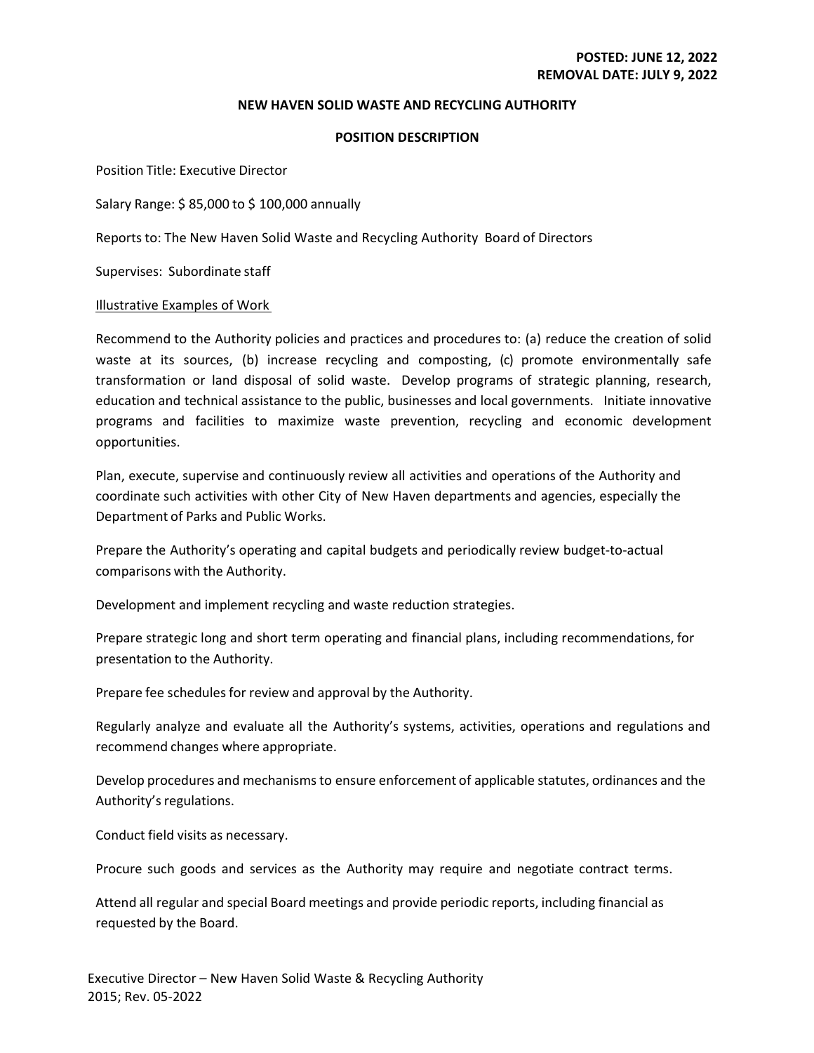**POSTED: JUNE 12, 2022**
**REMOVAL DATE: JULY 9, 2022**

# NEW HAVEN SOLID WASTE AND RECYCLING AUTHORITY

## POSITION DESCRIPTION

Position Title: Executive Director

Salary Range: $ 85,000 to $ 100,000 annually

Reports to: The New Haven Solid Waste and Recycling Authority Board of Directors

Supervises: Subordinate staff

Illustrative Examples of Work

Recommend to the Authority policies and practices and procedures to: (a) reduce the creation of solid waste at its sources, (b) increase recycling and composting, (c) promote environmentally safe transformation or land disposal of solid waste. Develop programs of strategic planning, research, education and technical assistance to the public, businesses and local governments. Initiate innovative programs and facilities to maximize waste prevention, recycling and economic development opportunities.

Plan, execute, supervise and continuously review all activities and operations of the Authority and coordinate such activities with other City of New Haven departments and agencies, especially the Department of Parks and Public Works.

Prepare the Authority's operating and capital budgets and periodically review budget-to-actual comparisons with the Authority.

Development and implement recycling and waste reduction strategies.

Prepare strategic long and short term operating and financial plans, including recommendations, for presentation to the Authority.

Prepare fee schedules for review and approval by the Authority.

Regularly analyze and evaluate all the Authority's systems, activities, operations and regulations and recommend changes where appropriate.

Develop procedures and mechanisms to ensure enforcement of applicable statutes, ordinances and the Authority's regulations.

Conduct field visits as necessary.

Procure such goods and services as the Authority may require and negotiate contract terms.

Attend all regular and special Board meetings and provide periodic reports, including financial as requested by the Board.

Executive Director – New Haven Solid Waste & Recycling Authority
2015; Rev. 05-2022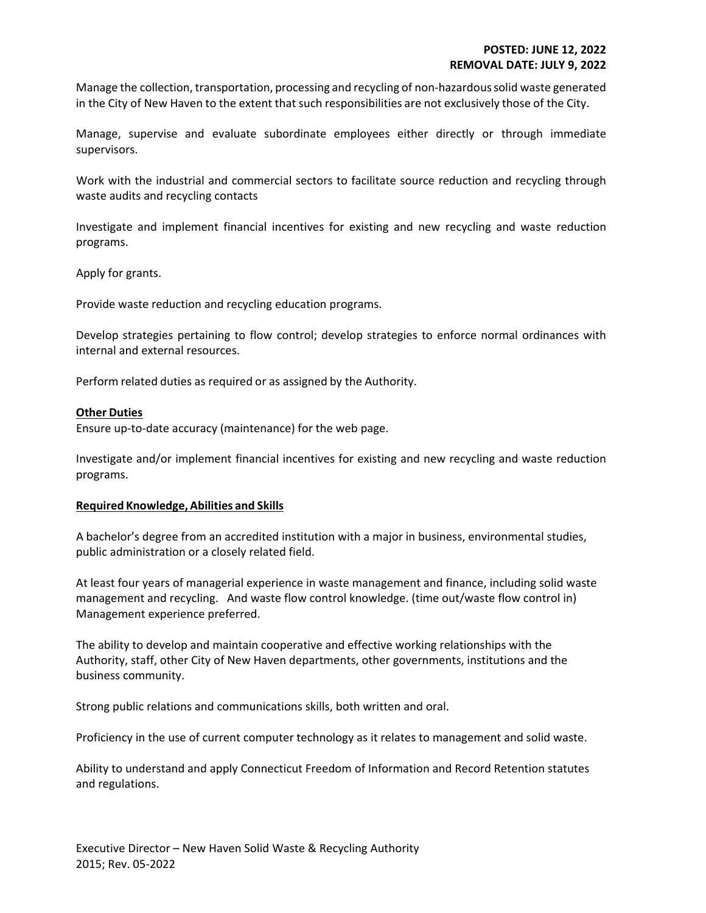**POSTED: JUNE 12, 2022**
**REMOVAL DATE: JULY 9, 2022**

Manage the collection, transportation, processing and recycling of non-hazardous solid waste generated in the City of New Haven to the extent that such responsibilities are not exclusively those of the City.

Manage, supervise and evaluate subordinate employees either directly or through immediate supervisors.

Work with the industrial and commercial sectors to facilitate source reduction and recycling through waste audits and recycling contacts

Investigate and implement financial incentives for existing and new recycling and waste reduction programs.

Apply for grants.

Provide waste reduction and recycling education programs.

Develop strategies pertaining to flow control; develop strategies to enforce normal ordinances with internal and external resources.

Perform related duties as required or as assigned by the Authority.

**Other Duties**

Ensure up-to-date accuracy (maintenance) for the web page.

Investigate and/or implement financial incentives for existing and new recycling and waste reduction programs.

**Required Knowledge, Abilities and Skills**

A bachelor's degree from an accredited institution with a major in business, environmental studies, public administration or a closely related field.

At least four years of managerial experience in waste management and finance, including solid waste management and recycling. And waste flow control knowledge. (time out/waste flow control in) Management experience preferred.

The ability to develop and maintain cooperative and effective working relationships with the Authority, staff, other City of New Haven departments, other governments, institutions and the business community.

Strong public relations and communications skills, both written and oral.

Proficiency in the use of current computer technology as it relates to management and solid waste.

Ability to understand and apply Connecticut Freedom of Information and Record Retention statutes and regulations.

Executive Director – New Haven Solid Waste & Recycling Authority
2015; Rev. 05-2022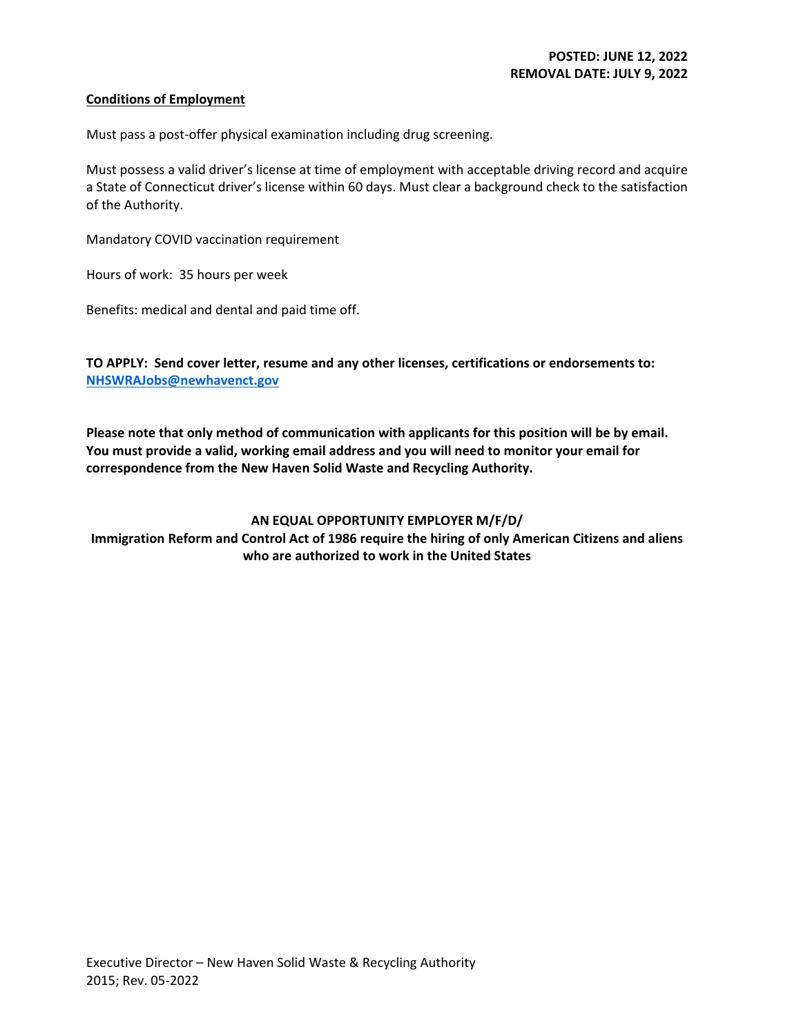**POSTED: JUNE 12, 2022**
**REMOVAL DATE: JULY 9, 2022**

**Conditions of Employment**

Must pass a post-offer physical examination including drug screening.

Must possess a valid driver's license at time of employment with acceptable driving record and acquire a State of Connecticut driver's license within 60 days. Must clear a background check to the satisfaction of the Authority.

Mandatory COVID vaccination requirement

Hours of work: 35 hours per week

Benefits: medical and dental and paid time off.

**TO APPLY: Send cover letter, resume and any other licenses, certifications or endorsements to: [NHSWRAJobs@newhavenct.gov](mailto:NHSWRAJobs@newhavenct.gov)**

**Please note that only method of communication with applicants for this position will be by email. You must provide a valid, working email address and you will need to monitor your email for correspondence from the New Haven Solid Waste and Recycling Authority.**

**AN EQUAL OPPORTUNITY EMPLOYER M/F/D/**
**Immigration Reform and Control Act of 1986 require the hiring of only American Citizens and aliens who are authorized to work in the United States**